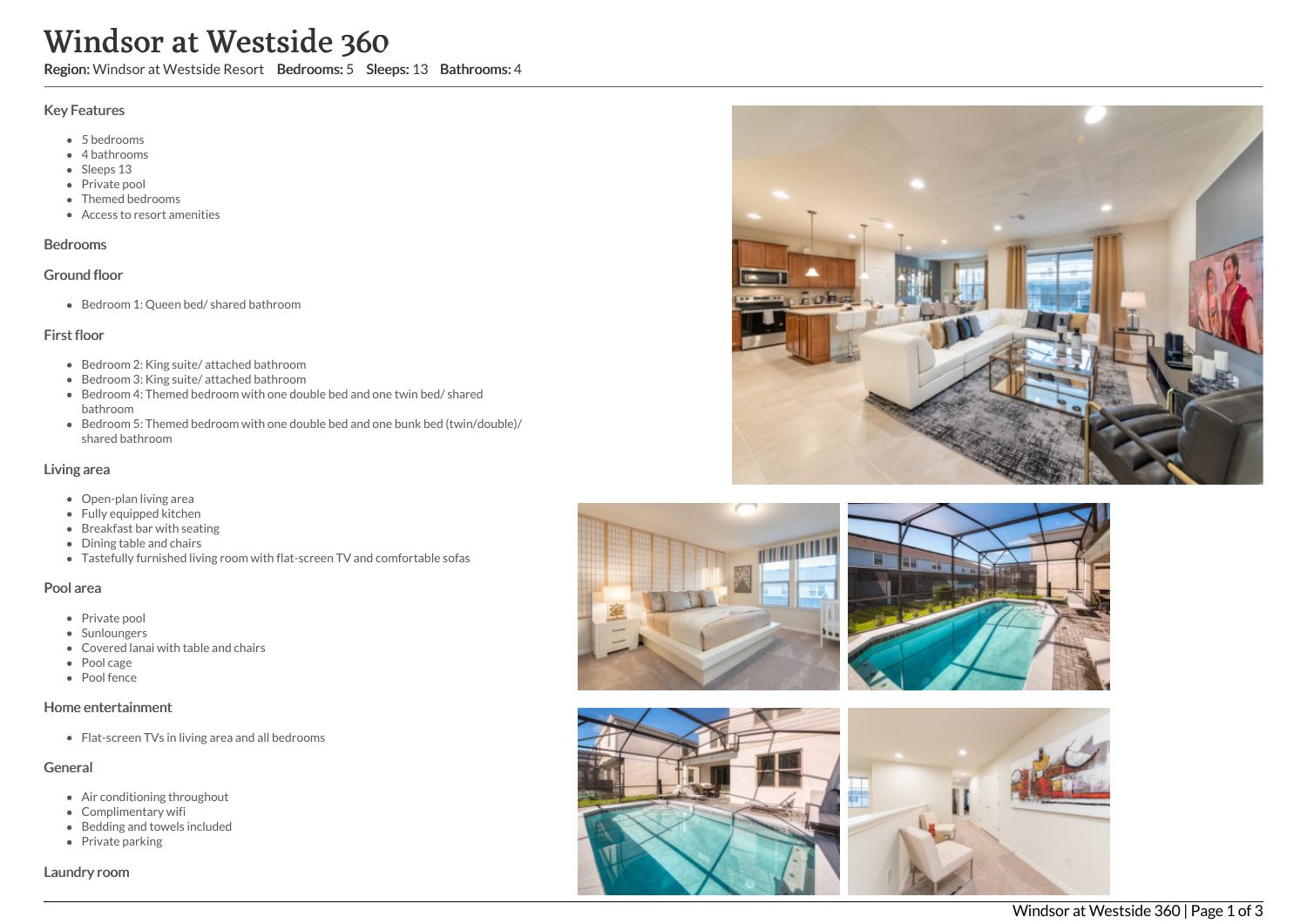# Windsor at Westside 360

**Region:** Windsor at Westside Resort **Bedrooms:** 5 **Sleeps:** 13 **Bathrooms:** 4

## Key Features

- 5 bedrooms
- 4 bathrooms
- Sleeps 13
- Private pool
- Themed bedrooms
- Access to resort amenities

## Bedrooms

### Ground floor

- Bedroom 1: Queen bed/ shared bathroom

### First floor

- Bedroom 2: King suite/ attached bathroom
- Bedroom 3: King suite/ attached bathroom
- Bedroom 4: Themed bedroom with one double bed and one twin bed/ shared bathroom
- Bedroom 5: Themed bedroom with one double bed and one bunk bed (twin/double)/ shared bathroom

## Living area

- Open-plan living area
- Fully equipped kitchen
- Breakfast bar with seating
- Dining table and chairs
- Tastefully furnished living room with flat-screen TV and comfortable sofas

## Pool area

- Private pool
- Sunloungers
- Covered lanai with table and chairs
- Pool cage
- Pool fence

## Home entertainment

- Flat-screen TVs in living area and all bedrooms

## General

- Air conditioning throughout
- Complimentary wifi
- Bedding and towels included
- Private parking

## Laundry room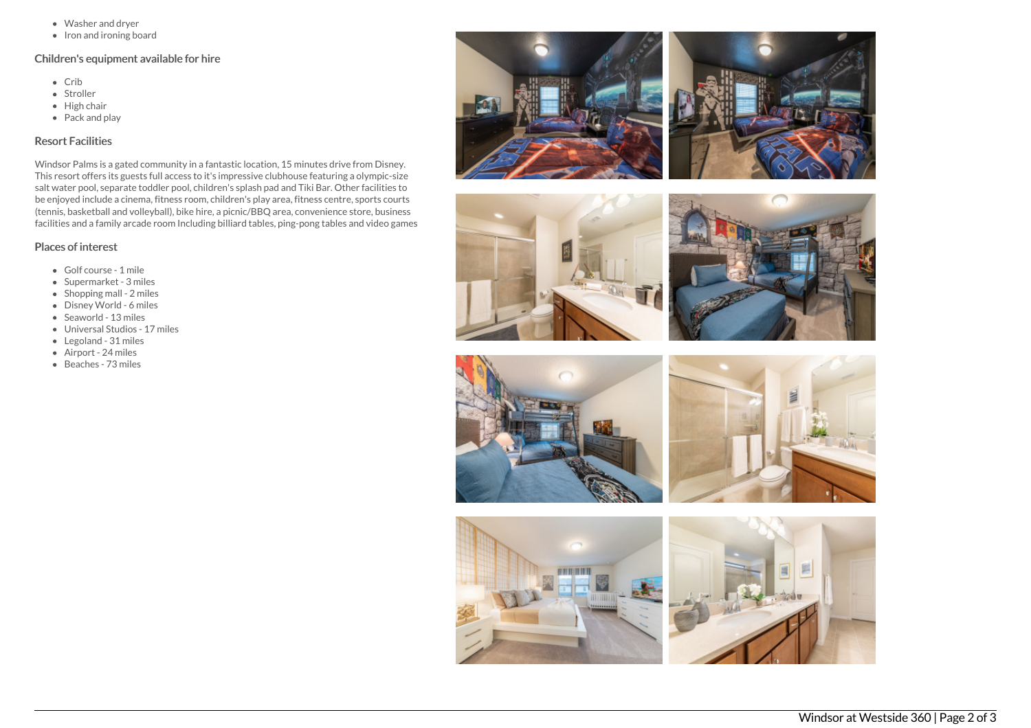- Washer and dryer
- Iron and ironing board

## Children's equipment available for hire

- Crib
- Stroller
- High chair
- Pack and play

## Resort Facilities

Windsor Palms is a gated community in a fantastic location, 15 minutes drive from Disney. This resort offers its guests full access to it's impressive clubhouse featuring a olympic-size salt water pool, separate toddler pool, children's splash pad and Tiki Bar. Other facilities to be enjoyed include a cinema, fitness room, children's play area, fitness centre, sports courts (tennis, basketball and volleyball), bike hire, a picnic/BBQ area, convenience store, business facilities and a family arcade room Including billiard tables, ping-pong tables and video games

## Places of interest

- Golf course - 1 mile
- Supermarket - 3 miles
- Shopping mall - 2 miles
- Disney World - 6 miles
- Seaworld - 13 miles
- Universal Studios - 17 miles
- Legoland - 31 miles
- Airport - 24 miles
- Beaches - 73 miles